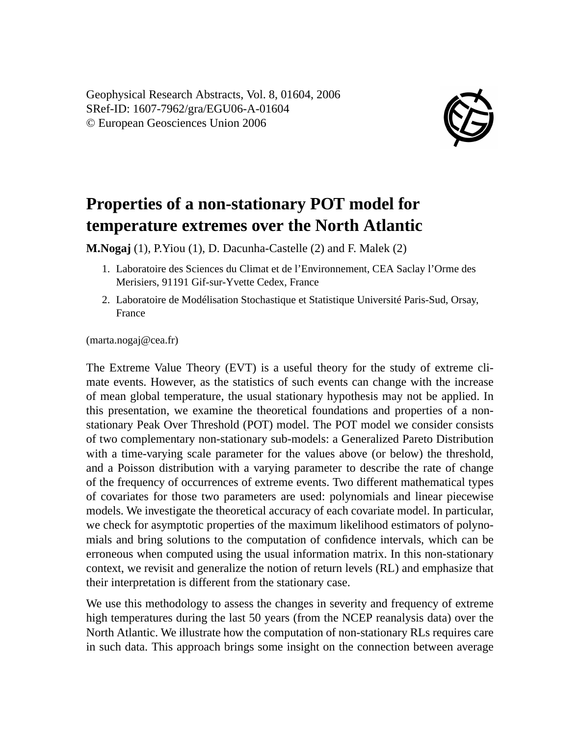Geophysical Research Abstracts, Vol. 8, 01604, 2006
SRef-ID: 1607-7962/gra/EGU06-A-01604
© European Geosciences Union 2006

# Properties of a non-stationary POT model for temperature extremes over the North Atlantic

**M.Nogaj** (1), P.Yiou (1), D. Dacunha-Castelle (2) and F. Malek (2)

1. Laboratoire des Sciences du Climat et de l'Environnement, CEA Saclay l'Orme des Merisiers, 91191 Gif-sur-Yvette Cedex, France
2. Laboratoire de Modélisation Stochastique et Statistique Université Paris-Sud, Orsay, France

(marta.nogaj@cea.fr)

The Extreme Value Theory (EVT) is a useful theory for the study of extreme climate events. However, as the statistics of such events can change with the increase of mean global temperature, the usual stationary hypothesis may not be applied. In this presentation, we examine the theoretical foundations and properties of a non-stationary Peak Over Threshold (POT) model. The POT model we consider consists of two complementary non-stationary sub-models: a Generalized Pareto Distribution with a time-varying scale parameter for the values above (or below) the threshold, and a Poisson distribution with a varying parameter to describe the rate of change of the frequency of occurrences of extreme events. Two different mathematical types of covariates for those two parameters are used: polynomials and linear piecewise models. We investigate the theoretical accuracy of each covariate model. In particular, we check for asymptotic properties of the maximum likelihood estimators of polynomials and bring solutions to the computation of confidence intervals, which can be erroneous when computed using the usual information matrix. In this non-stationary context, we revisit and generalize the notion of return levels (RL) and emphasize that their interpretation is different from the stationary case.

We use this methodology to assess the changes in severity and frequency of extreme high temperatures during the last 50 years (from the NCEP reanalysis data) over the North Atlantic. We illustrate how the computation of non-stationary RLs requires care in such data. This approach brings some insight on the connection between average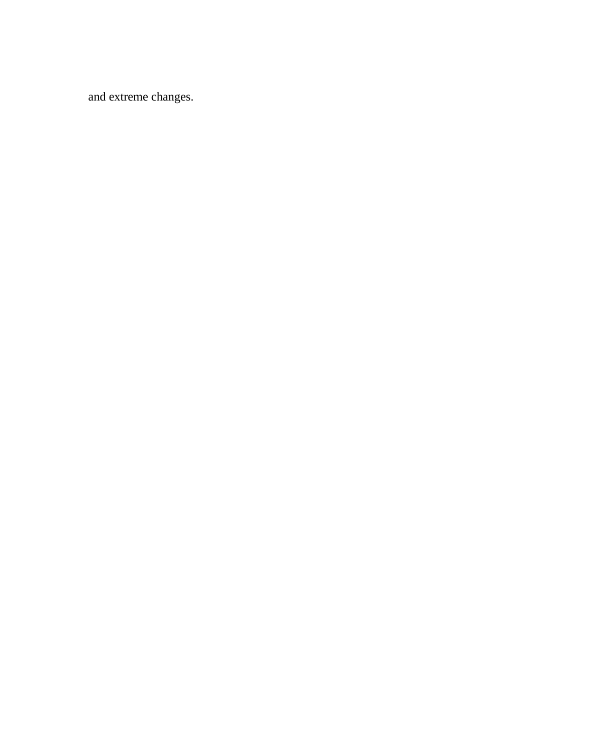and extreme changes.